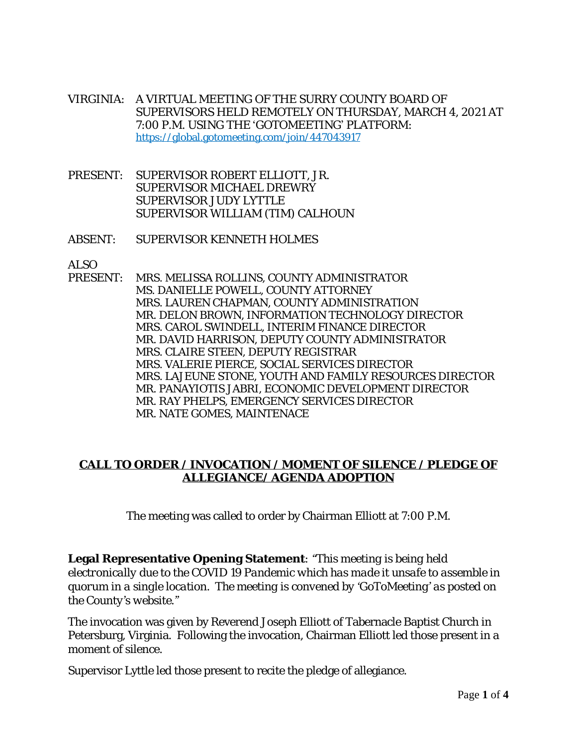VIRGINIA: A VIRTUAL MEETING OF THE SURRY COUNTY BOARD OF SUPERVISORS HELD REMOTELY ON THURSDAY, MARCH 4, 2021 AT 7:00 P.M. USING THE 'GOTOMEETING' PLATFORM: https://global.gotomeeting.com/join/447043917

PRESENT: SUPERVISOR ROBERT ELLIOTT, JR.
SUPERVISOR MICHAEL DREWRY
SUPERVISOR JUDY LYTTLE
SUPERVISOR WILLIAM (TIM) CALHOUN

ABSENT: SUPERVISOR KENNETH HOLMES

ALSO PRESENT: MRS. MELISSA ROLLINS, COUNTY ADMINISTRATOR
MS. DANIELLE POWELL, COUNTY ATTORNEY
MRS. LAUREN CHAPMAN, COUNTY ADMINISTRATION
MR. DELON BROWN, INFORMATION TECHNOLOGY DIRECTOR
MRS. CAROL SWINDELL, INTERIM FINANCE DIRECTOR
MR. DAVID HARRISON, DEPUTY COUNTY ADMINISTRATOR
MRS. CLAIRE STEEN, DEPUTY REGISTRAR
MRS. VALERIE PIERCE, SOCIAL SERVICES DIRECTOR
MRS. LAJEUNE STONE, YOUTH AND FAMILY RESOURCES DIRECTOR
MR. PANAYIOTIS JABRI, ECONOMIC DEVELOPMENT DIRECTOR
MR. RAY PHELPS, EMERGENCY SERVICES DIRECTOR
MR. NATE GOMES, MAINTENACE

## CALL TO ORDER / INVOCATION / MOMENT OF SILENCE / PLEDGE OF ALLEGIANCE/ AGENDA ADOPTION

The meeting was called to order by Chairman Elliott at 7:00 P.M.

**Legal Representative Opening Statement**: *"This meeting is being held electronically due to the COVID 19 Pandemic which has made it unsafe to assemble in quorum in a single location. The meeting is convened by 'GoToMeeting' as posted on the County's website."*

The invocation was given by Reverend Joseph Elliott of Tabernacle Baptist Church in Petersburg, Virginia. Following the invocation, Chairman Elliott led those present in a moment of silence.

Supervisor Lyttle led those present to recite the pledge of allegiance.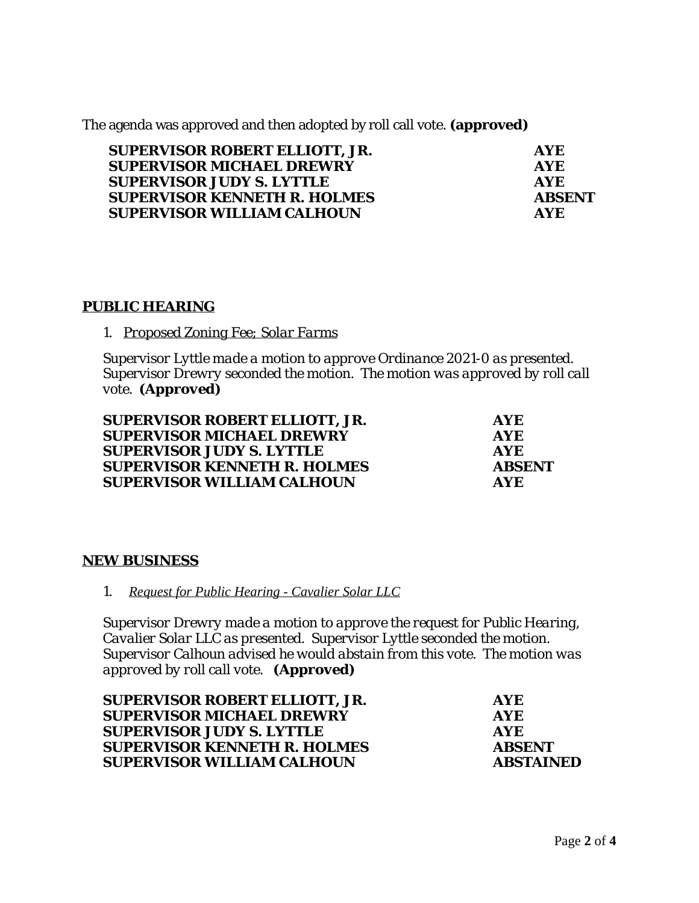The agenda was approved and then adopted by roll call vote. **(approved)**

| | |
|---|---|
| **SUPERVISOR ROBERT ELLIOTT, JR.** | **AYE** |
| **SUPERVISOR MICHAEL DREWRY** | **AYE** |
| **SUPERVISOR JUDY S. LYTTLE** | **AYE** |
| **SUPERVISOR KENNETH R. HOLMES** | **ABSENT** |
| **SUPERVISOR WILLIAM CALHOUN** | **AYE** |

## PUBLIC HEARING

1. *Proposed Zoning Fee; Solar Farms*

*Supervisor Lyttle made a motion to approve Ordinance 2021-0 as presented. Supervisor Drewry seconded the motion. The motion was approved by roll call vote.* **(Approved)**

| | |
|---|---|
| **SUPERVISOR ROBERT ELLIOTT, JR.** | **AYE** |
| **SUPERVISOR MICHAEL DREWRY** | **AYE** |
| **SUPERVISOR JUDY S. LYTTLE** | **AYE** |
| **SUPERVISOR KENNETH R. HOLMES** | **ABSENT** |
| **SUPERVISOR WILLIAM CALHOUN** | **AYE** |

## NEW BUSINESS

1. *Request for Public Hearing - Cavalier Solar LLC*

*Supervisor Drewry made a motion to approve the request for Public Hearing, Cavalier Solar LLC as presented. Supervisor Lyttle seconded the motion. Supervisor Calhoun advised he would abstain from this vote. The motion was approved by roll call vote.* **(Approved)**

| | |
|---|---|
| **SUPERVISOR ROBERT ELLIOTT, JR.** | **AYE** |
| **SUPERVISOR MICHAEL DREWRY** | **AYE** |
| **SUPERVISOR JUDY S. LYTTLE** | **AYE** |
| **SUPERVISOR KENNETH R. HOLMES** | **ABSENT** |
| **SUPERVISOR WILLIAM CALHOUN** | **ABSTAINED** |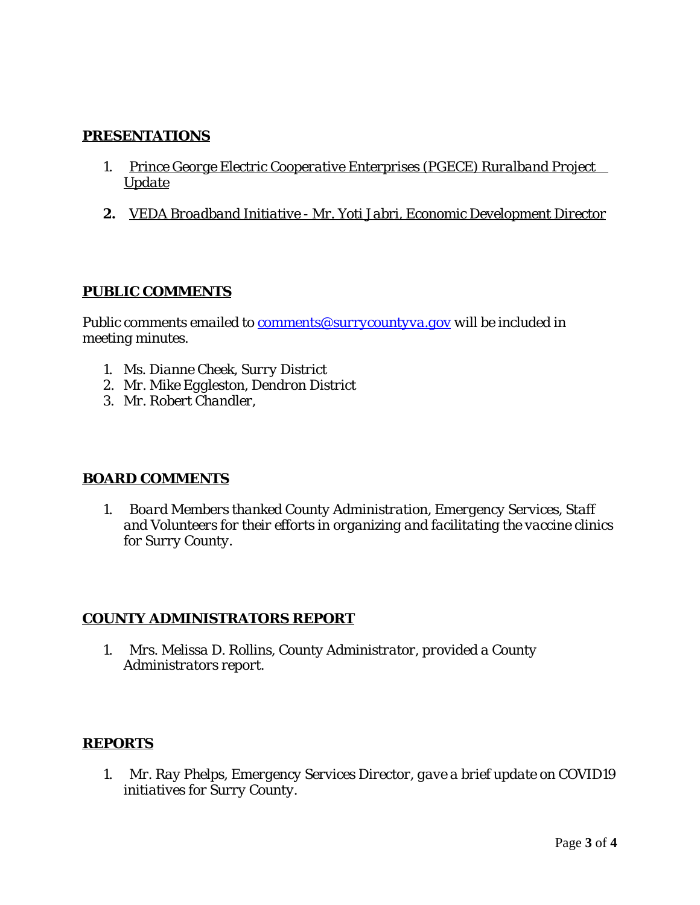**PRESENTATIONS**

1. *Prince George Electric Cooperative Enterprises (PGECE) Ruralband Project Update*

2. *VEDA Broadband Initiative - Mr. Yoti Jabri, Economic Development Director*

**PUBLIC COMMENTS**

Public comments emailed to comments@surrycountyva.gov will be included in meeting minutes.

1. *Ms. Dianne Cheek, Surry District*
2. *Mr. Mike Eggleston, Dendron District*
3. *Mr. Robert Chandler,*

**BOARD COMMENTS**

1. *Board Members thanked County Administration, Emergency Services, Staff and Volunteers for their efforts in organizing and facilitating the vaccine clinics for Surry County.*

**COUNTY ADMINISTRATORS REPORT**

1. *Mrs. Melissa D. Rollins, County Administrator, provided a County Administrators report.*

**REPORTS**

1. *Mr. Ray Phelps, Emergency Services Director, gave a brief update on COVID19 initiatives for Surry County.*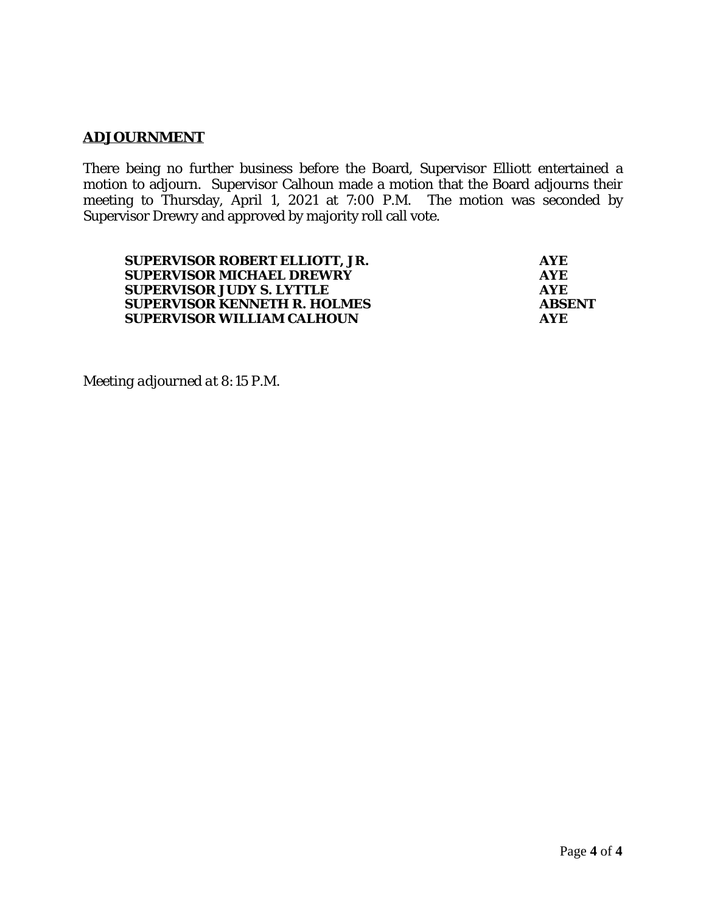## ADJOURNMENT

There being no further business before the Board, Supervisor Elliott entertained a motion to adjourn. Supervisor Calhoun made a motion that the Board adjourns their meeting to Thursday, April 1, 2021 at 7:00 P.M. The motion was seconded by Supervisor Drewry and approved by majority roll call vote.

| | |
|---|---|
| **SUPERVISOR ROBERT ELLIOTT, JR.** | **AYE** |
| **SUPERVISOR MICHAEL DREWRY** | **AYE** |
| **SUPERVISOR JUDY S. LYTTLE** | **AYE** |
| **SUPERVISOR KENNETH R. HOLMES** | **ABSENT** |
| **SUPERVISOR WILLIAM CALHOUN** | **AYE** |

*Meeting adjourned at 8:15 P.M.*